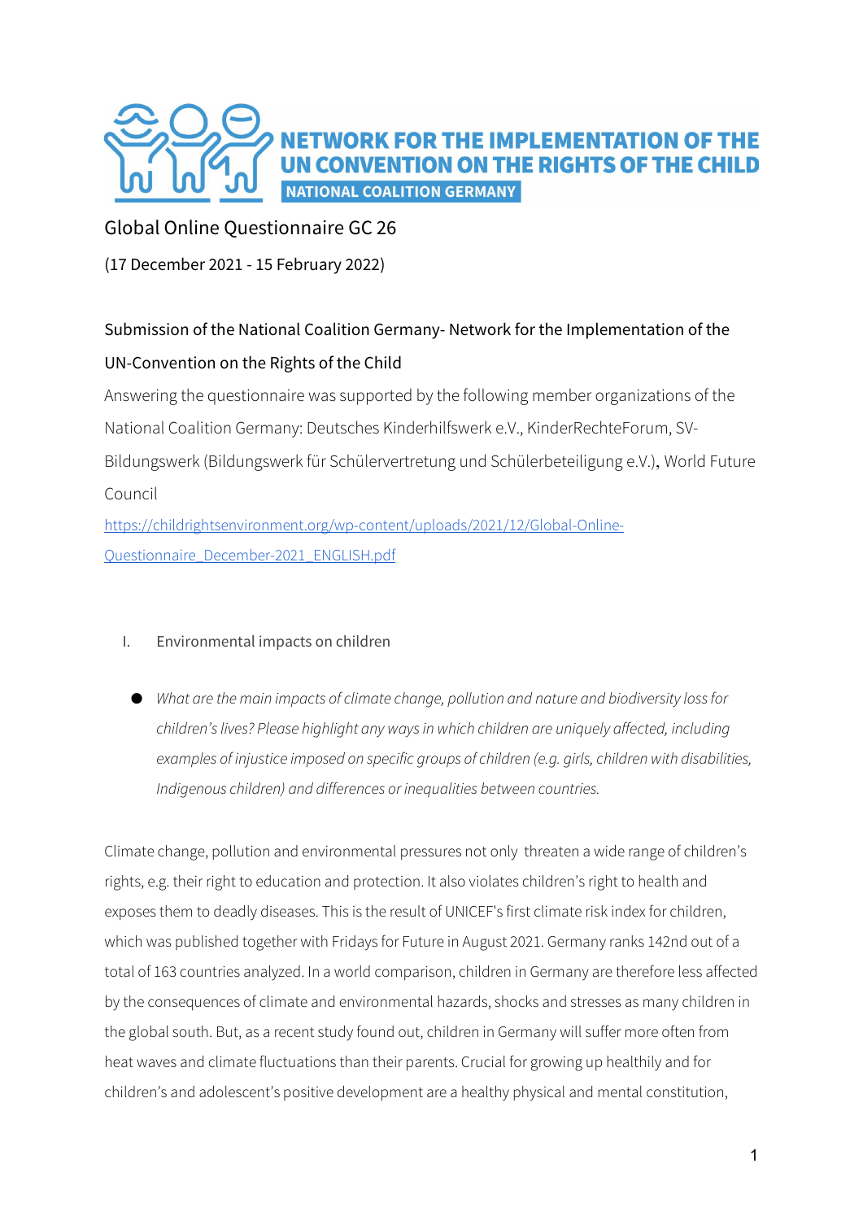**NETWORK FOR THE IMPLEMENTATION OF THE UN CONVENTION ON THE RIGHTS OF THE CHILD**

**NATIONAL COALITION GERMANY**

Global Online Questionnaire GC 26

(17 December 2021 - 15 February 2022)

Submission of the National Coalition Germany- Network for the Implementation of the UN-Convention on the Rights of the Child

Answering the questionnaire was supported by the following member organizations of the National Coalition Germany: Deutsches Kinderhilfswerk e.V., KinderRechteForum, SV-Bildungswerk (Bildungswerk für Schülervertretung und Schülerbeteiligung e.V.), World Future Council

https://childrightsenvironment.org/wp-content/uploads/2021/12/Global-Online-Questionnaire_December-2021_ENGLISH.pdf

I. Environmental impacts on children

- *What are the main impacts of climate change, pollution and nature and biodiversity loss for children's lives? Please highlight any ways in which children are uniquely affected, including examples of injustice imposed on specific groups of children (e.g. girls, children with disabilities, Indigenous children) and differences or inequalities between countries.*

Climate change, pollution and environmental pressures not only threaten a wide range of children's rights, e.g. their right to education and protection. It also violates children's right to health and exposes them to deadly diseases. This is the result of UNICEF's first climate risk index for children, which was published together with Fridays for Future in August 2021. Germany ranks 142nd out of a total of 163 countries analyzed. In a world comparison, children in Germany are therefore less affected by the consequences of climate and environmental hazards, shocks and stresses as many children in the global south. But, as a recent study found out, children in Germany will suffer more often from heat waves and climate fluctuations than their parents. Crucial for growing up healthily and for children's and adolescent's positive development are a healthy physical and mental constitution,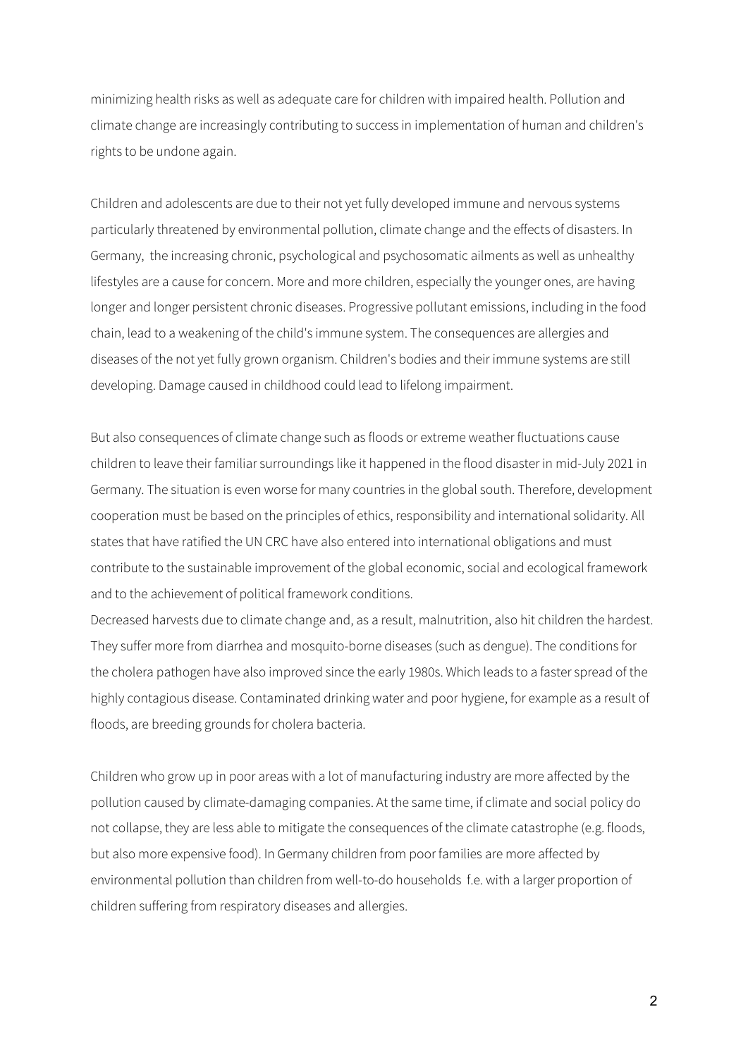minimizing health risks as well as adequate care for children with impaired health. Pollution and climate change are increasingly contributing to success in implementation of human and children's rights to be undone again.

Children and adolescents are due to their not yet fully developed immune and nervous systems particularly threatened by environmental pollution, climate change and the effects of disasters. In Germany, the increasing chronic, psychological and psychosomatic ailments as well as unhealthy lifestyles are a cause for concern. More and more children, especially the younger ones, are having longer and longer persistent chronic diseases. Progressive pollutant emissions, including in the food chain, lead to a weakening of the child's immune system. The consequences are allergies and diseases of the not yet fully grown organism. Children's bodies and their immune systems are still developing. Damage caused in childhood could lead to lifelong impairment.

But also consequences of climate change such as floods or extreme weather fluctuations cause children to leave their familiar surroundings like it happened in the flood disaster in mid-July 2021 in Germany. The situation is even worse for many countries in the global south. Therefore, development cooperation must be based on the principles of ethics, responsibility and international solidarity. All states that have ratified the UN CRC have also entered into international obligations and must contribute to the sustainable improvement of the global economic, social and ecological framework and to the achievement of political framework conditions.

Decreased harvests due to climate change and, as a result, malnutrition, also hit children the hardest. They suffer more from diarrhea and mosquito-borne diseases (such as dengue). The conditions for the cholera pathogen have also improved since the early 1980s. Which leads to a faster spread of the highly contagious disease. Contaminated drinking water and poor hygiene, for example as a result of floods, are breeding grounds for cholera bacteria.

Children who grow up in poor areas with a lot of manufacturing industry are more affected by the pollution caused by climate-damaging companies. At the same time, if climate and social policy do not collapse, they are less able to mitigate the consequences of the climate catastrophe (e.g. floods, but also more expensive food). In Germany children from poor families are more affected by environmental pollution than children from well-to-do households f.e. with a larger proportion of children suffering from respiratory diseases and allergies.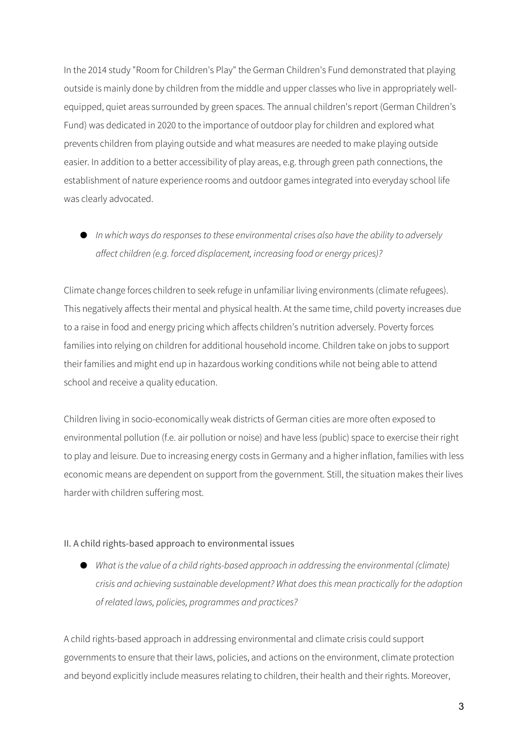In the 2014 study "Room for Children's Play" the German Children's Fund demonstrated that playing outside is mainly done by children from the middle and upper classes who live in appropriately well-equipped, quiet areas surrounded by green spaces. The annual children's report (German Children's Fund) was dedicated in 2020 to the importance of outdoor play for children and explored what prevents children from playing outside and what measures are needed to make playing outside easier. In addition to a better accessibility of play areas, e.g. through green path connections, the establishment of nature experience rooms and outdoor games integrated into everyday school life was clearly advocated.

- *In which ways do responses to these environmental crises also have the ability to adversely affect children (e.g. forced displacement, increasing food or energy prices)?*

Climate change forces children to seek refuge in unfamiliar living environments (climate refugees). This negatively affects their mental and physical health. At the same time, child poverty increases due to a raise in food and energy pricing which affects children's nutrition adversely. Poverty forces families into relying on children for additional household income. Children take on jobs to support their families and might end up in hazardous working conditions while not being able to attend school and receive a quality education.

Children living in socio-economically weak districts of German cities are more often exposed to environmental pollution (f.e. air pollution or noise) and have less (public) space to exercise their right to play and leisure. Due to increasing energy costs in Germany and a higher inflation, families with less economic means are dependent on support from the government. Still, the situation makes their lives harder with children suffering most.

## II. A child rights-based approach to environmental issues

- *What is the value of a child rights-based approach in addressing the environmental (climate) crisis and achieving sustainable development? What does this mean practically for the adoption of related laws, policies, programmes and practices?*

A child rights-based approach in addressing environmental and climate crisis could support governments to ensure that their laws, policies, and actions on the environment, climate protection and beyond explicitly include measures relating to children, their health and their rights. Moreover,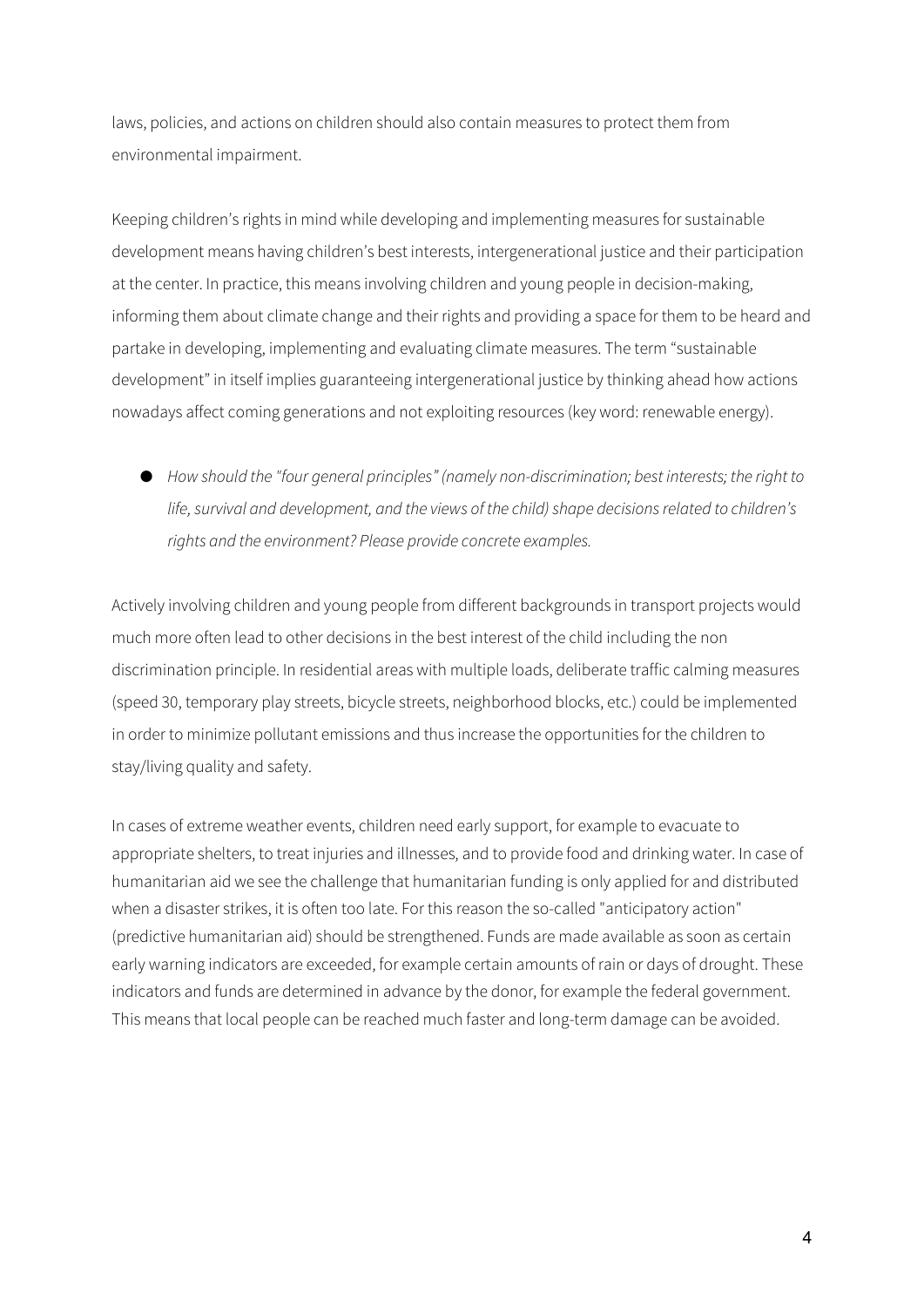laws, policies, and actions on children should also contain measures to protect them from environmental impairment.

Keeping children's rights in mind while developing and implementing measures for sustainable development means having children's best interests, intergenerational justice and their participation at the center. In practice, this means involving children and young people in decision-making, informing them about climate change and their rights and providing a space for them to be heard and partake in developing, implementing and evaluating climate measures. The term "sustainable development" in itself implies guaranteeing intergenerational justice by thinking ahead how actions nowadays affect coming generations and not exploiting resources (key word: renewable energy).

- *How should the "four general principles" (namely non-discrimination; best interests; the right to life, survival and development, and the views of the child) shape decisions related to children's rights and the environment? Please provide concrete examples.*

Actively involving children and young people from different backgrounds in transport projects would much more often lead to other decisions in the best interest of the child including the non discrimination principle. In residential areas with multiple loads, deliberate traffic calming measures (speed 30, temporary play streets, bicycle streets, neighborhood blocks, etc.) could be implemented in order to minimize pollutant emissions and thus increase the opportunities for the children to stay/living quality and safety.

In cases of extreme weather events, children need early support, for example to evacuate to appropriate shelters, to treat injuries and illnesses, and to provide food and drinking water. In case of humanitarian aid we see the challenge that humanitarian funding is only applied for and distributed when a disaster strikes, it is often too late. For this reason the so-called "anticipatory action" (predictive humanitarian aid) should be strengthened. Funds are made available as soon as certain early warning indicators are exceeded, for example certain amounts of rain or days of drought. These indicators and funds are determined in advance by the donor, for example the federal government. This means that local people can be reached much faster and long-term damage can be avoided.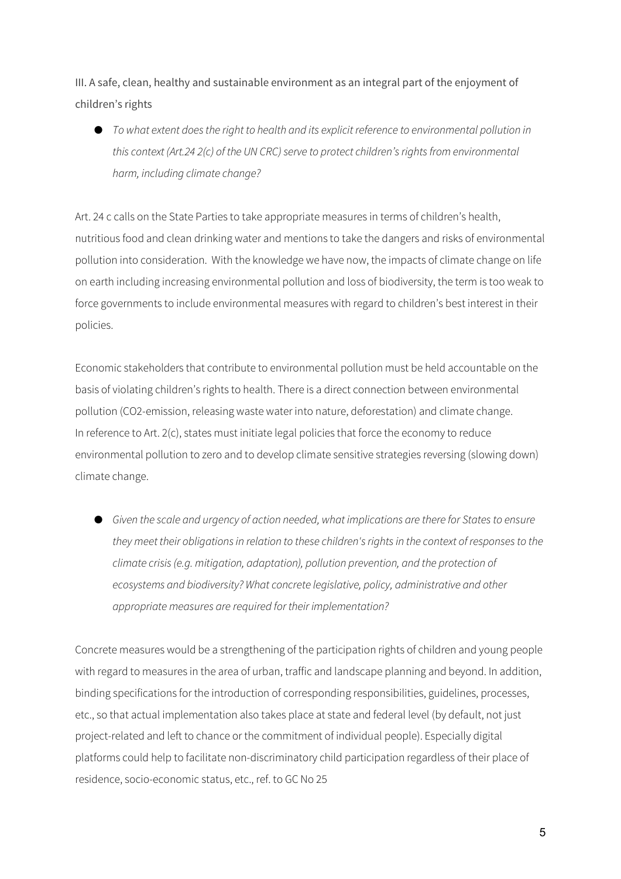III. A safe, clean, healthy and sustainable environment as an integral part of the enjoyment of children's rights

- *To what extent does the right to health and its explicit reference to environmental pollution in this context (Art.24 2(c) of the UN CRC) serve to protect children's rights from environmental harm, including climate change?*

Art. 24 c calls on the State Parties to take appropriate measures in terms of children's health, nutritious food and clean drinking water and mentions to take the dangers and risks of environmental pollution into consideration. With the knowledge we have now, the impacts of climate change on life on earth including increasing environmental pollution and loss of biodiversity, the term is too weak to force governments to include environmental measures with regard to children's best interest in their policies.

Economic stakeholders that contribute to environmental pollution must be held accountable on the basis of violating children's rights to health. There is a direct connection between environmental pollution ($CO_2$-emission, releasing waste water into nature, deforestation) and climate change. In reference to Art. 2(c), states must initiate legal policies that force the economy to reduce environmental pollution to zero and to develop climate sensitive strategies reversing (slowing down) climate change.

- *Given the scale and urgency of action needed, what implications are there for States to ensure they meet their obligations in relation to these children's rights in the context of responses to the climate crisis (e.g. mitigation, adaptation), pollution prevention, and the protection of ecosystems and biodiversity? What concrete legislative, policy, administrative and other appropriate measures are required for their implementation?*

Concrete measures would be a strengthening of the participation rights of children and young people with regard to measures in the area of urban, traffic and landscape planning and beyond. In addition, binding specifications for the introduction of corresponding responsibilities, guidelines, processes, etc., so that actual implementation also takes place at state and federal level (by default, not just project-related and left to chance or the commitment of individual people). Especially digital platforms could help to facilitate non-discriminatory child participation regardless of their place of residence, socio-economic status, etc., ref. to GC No 25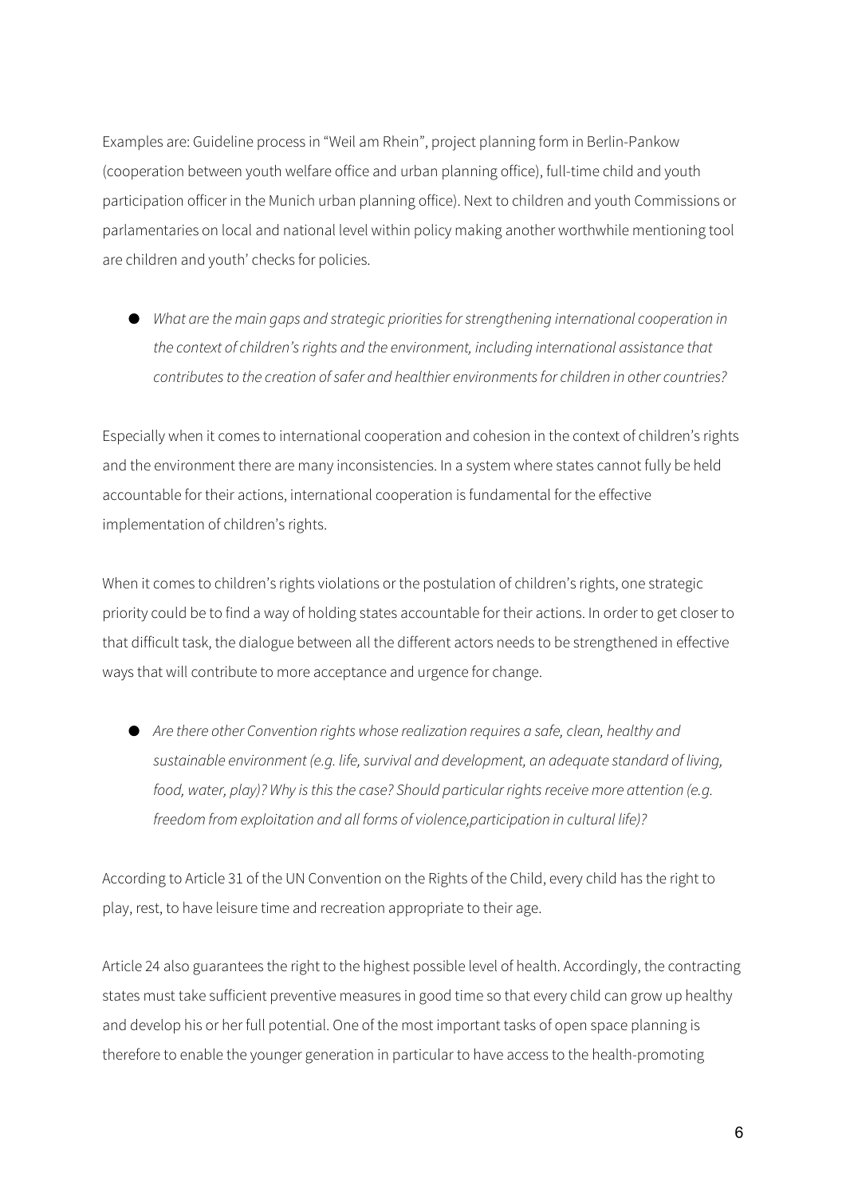Examples are: Guideline process in "Weil am Rhein", project planning form in Berlin-Pankow (cooperation between youth welfare office and urban planning office), full-time child and youth participation officer in the Munich urban planning office). Next to children and youth Commissions or parlamentaries on local and national level within policy making another worthwhile mentioning tool are children and youth' checks for policies.

- *What are the main gaps and strategic priorities for strengthening international cooperation in the context of children's rights and the environment, including international assistance that contributes to the creation of safer and healthier environments for children in other countries?*

Especially when it comes to international cooperation and cohesion in the context of children's rights and the environment there are many inconsistencies. In a system where states cannot fully be held accountable for their actions, international cooperation is fundamental for the effective implementation of children's rights.

When it comes to children's rights violations or the postulation of children's rights, one strategic priority could be to find a way of holding states accountable for their actions. In order to get closer to that difficult task, the dialogue between all the different actors needs to be strengthened in effective ways that will contribute to more acceptance and urgence for change.

- *Are there other Convention rights whose realization requires a safe, clean, healthy and sustainable environment (e.g. life, survival and development, an adequate standard of living, food, water, play)? Why is this the case? Should particular rights receive more attention (e.g. freedom from exploitation and all forms of violence,participation in cultural life)?*

According to Article 31 of the UN Convention on the Rights of the Child, every child has the right to play, rest, to have leisure time and recreation appropriate to their age.

Article 24 also guarantees the right to the highest possible level of health. Accordingly, the contracting states must take sufficient preventive measures in good time so that every child can grow up healthy and develop his or her full potential. One of the most important tasks of open space planning is therefore to enable the younger generation in particular to have access to the health-promoting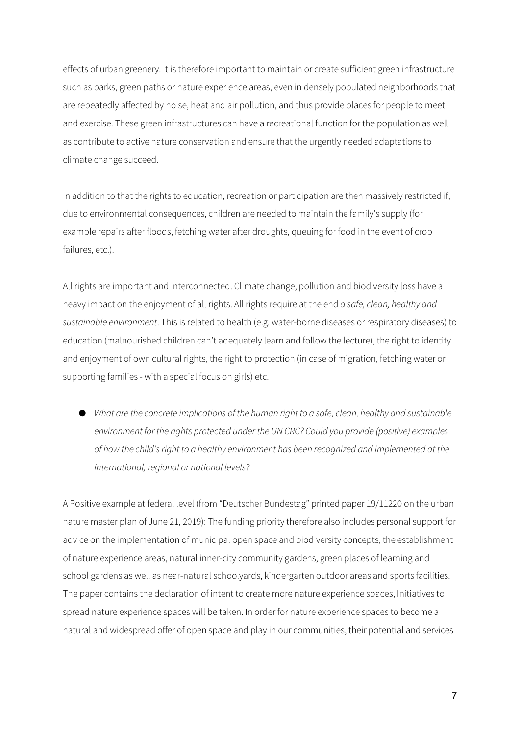effects of urban greenery. It is therefore important to maintain or create sufficient green infrastructure such as parks, green paths or nature experience areas, even in densely populated neighborhoods that are repeatedly affected by noise, heat and air pollution, and thus provide places for people to meet and exercise. These green infrastructures can have a recreational function for the population as well as contribute to active nature conservation and ensure that the urgently needed adaptations to climate change succeed.

In addition to that the rights to education, recreation or participation are then massively restricted if, due to environmental consequences, children are needed to maintain the family's supply (for example repairs after floods, fetching water after droughts, queuing for food in the event of crop failures, etc.).

All rights are important and interconnected. Climate change, pollution and biodiversity loss have a heavy impact on the enjoyment of all rights. All rights require at the end *a safe, clean, healthy and sustainable environment*. This is related to health (e.g. water-borne diseases or respiratory diseases) to education (malnourished children can't adequately learn and follow the lecture), the right to identity and enjoyment of own cultural rights, the right to protection (in case of migration, fetching water or supporting families - with a special focus on girls) etc.

- *What are the concrete implications of the human right to a safe, clean, healthy and sustainable environment for the rights protected under the UN CRC? Could you provide (positive) examples of how the child's right to a healthy environment has been recognized and implemented at the international, regional or national levels?*

A Positive example at federal level (from "Deutscher Bundestag" printed paper 19/11220 on the urban nature master plan of June 21, 2019): The funding priority therefore also includes personal support for advice on the implementation of municipal open space and biodiversity concepts, the establishment of nature experience areas, natural inner-city community gardens, green places of learning and school gardens as well as near-natural schoolyards, kindergarten outdoor areas and sports facilities. The paper contains the declaration of intent to create more nature experience spaces, Initiatives to spread nature experience spaces will be taken. In order for nature experience spaces to become a natural and widespread offer of open space and play in our communities, their potential and services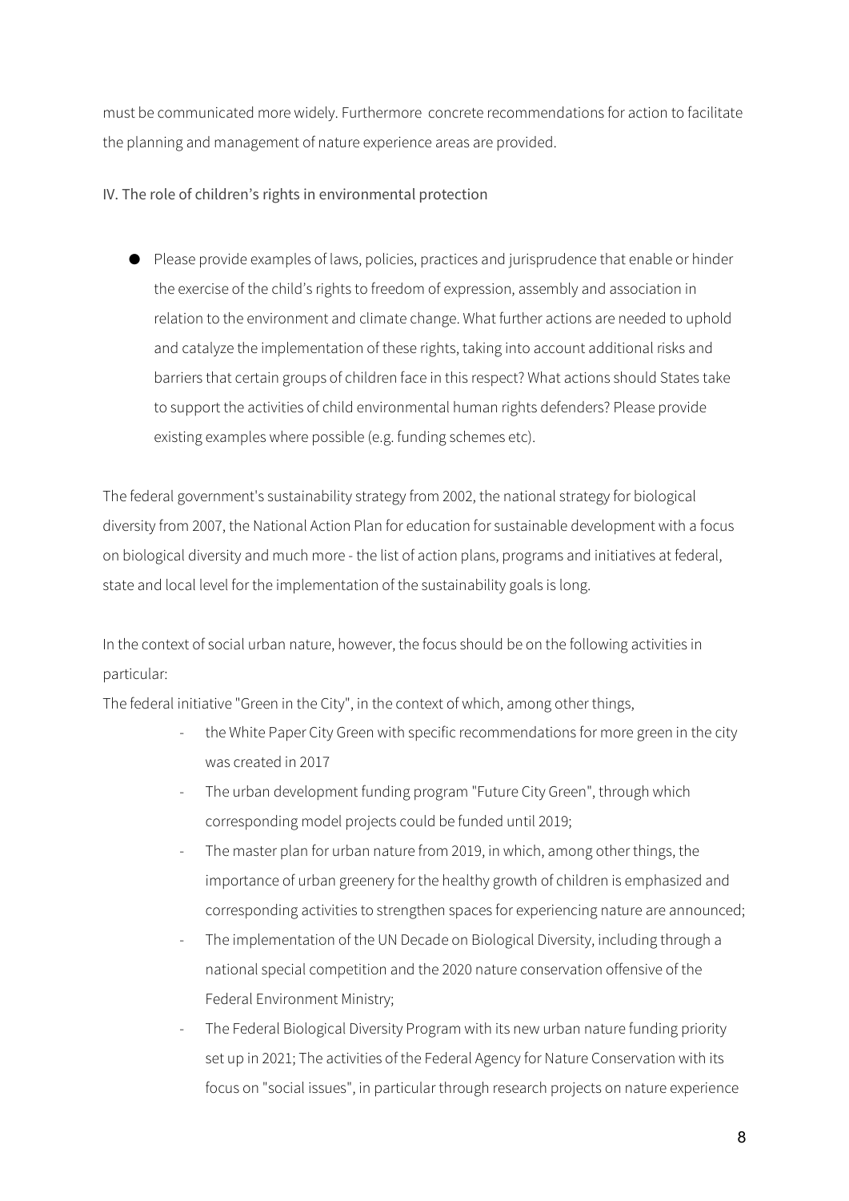must be communicated more widely. Furthermore concrete recommendations for action to facilitate the planning and management of nature experience areas are provided.

## IV. The role of children's rights in environmental protection

- Please provide examples of laws, policies, practices and jurisprudence that enable or hinder the exercise of the child's rights to freedom of expression, assembly and association in relation to the environment and climate change. What further actions are needed to uphold and catalyze the implementation of these rights, taking into account additional risks and barriers that certain groups of children face in this respect? What actions should States take to support the activities of child environmental human rights defenders? Please provide existing examples where possible (e.g. funding schemes etc).

The federal government's sustainability strategy from 2002, the national strategy for biological diversity from 2007, the National Action Plan for education for sustainable development with a focus on biological diversity and much more - the list of action plans, programs and initiatives at federal, state and local level for the implementation of the sustainability goals is long.

In the context of social urban nature, however, the focus should be on the following activities in particular:

The federal initiative "Green in the City", in the context of which, among other things,

- the White Paper City Green with specific recommendations for more green in the city was created in 2017
- The urban development funding program "Future City Green", through which corresponding model projects could be funded until 2019;
- The master plan for urban nature from 2019, in which, among other things, the importance of urban greenery for the healthy growth of children is emphasized and corresponding activities to strengthen spaces for experiencing nature are announced;
- The implementation of the UN Decade on Biological Diversity, including through a national special competition and the 2020 nature conservation offensive of the Federal Environment Ministry;
- The Federal Biological Diversity Program with its new urban nature funding priority set up in 2021; The activities of the Federal Agency for Nature Conservation with its focus on "social issues", in particular through research projects on nature experience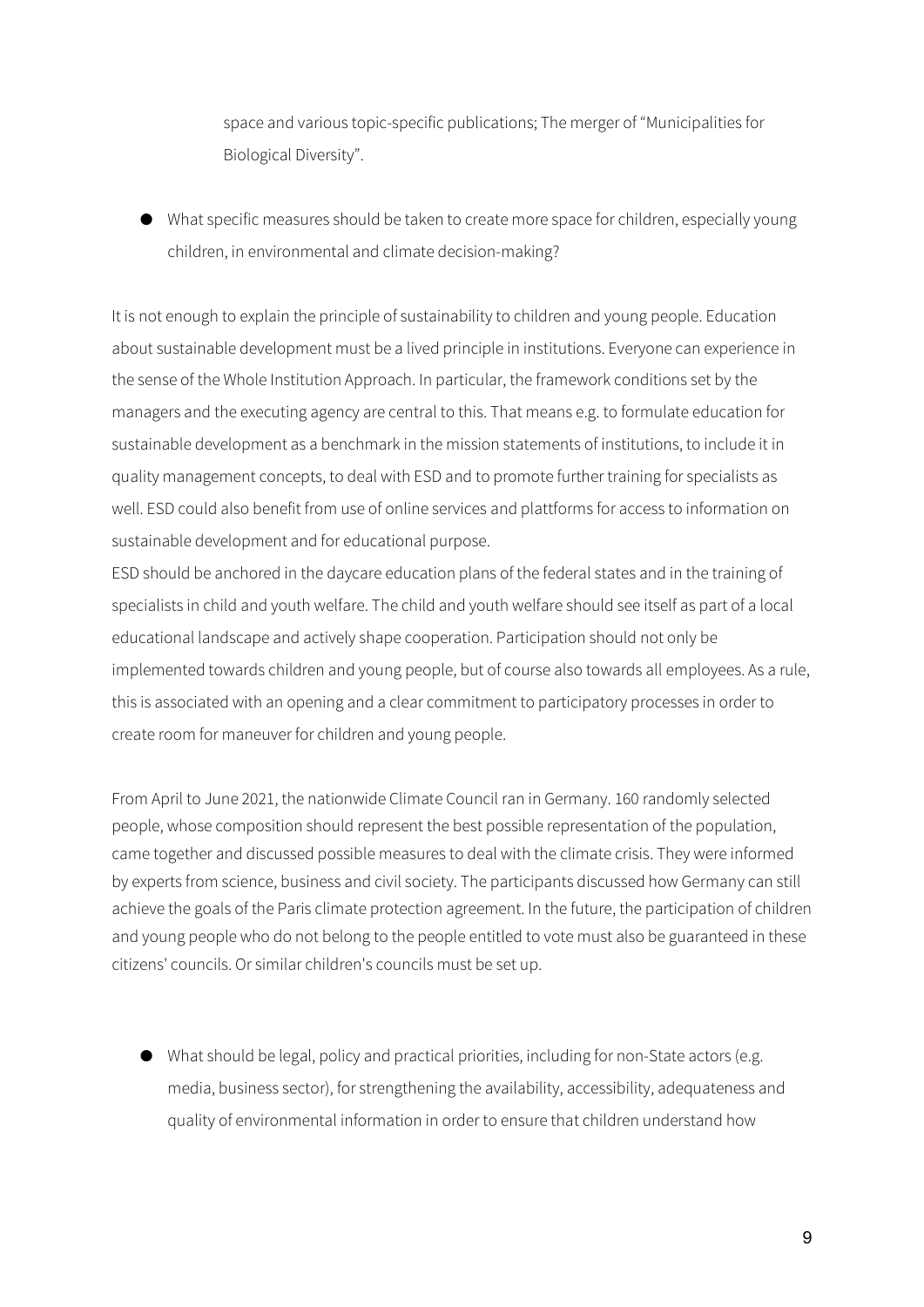space and various topic-specific publications; The merger of "Municipalities for Biological Diversity".

- What specific measures should be taken to create more space for children, especially young children, in environmental and climate decision-making?

It is not enough to explain the principle of sustainability to children and young people. Education about sustainable development must be a lived principle in institutions. Everyone can experience in the sense of the Whole Institution Approach. In particular, the framework conditions set by the managers and the executing agency are central to this. That means e.g. to formulate education for sustainable development as a benchmark in the mission statements of institutions, to include it in quality management concepts, to deal with ESD and to promote further training for specialists as well. ESD could also benefit from use of online services and plattforms for access to information on sustainable development and for educational purpose.
ESD should be anchored in the daycare education plans of the federal states and in the training of specialists in child and youth welfare. The child and youth welfare should see itself as part of a local educational landscape and actively shape cooperation. Participation should not only be implemented towards children and young people, but of course also towards all employees. As a rule, this is associated with an opening and a clear commitment to participatory processes in order to create room for maneuver for children and young people.

From April to June 2021, the nationwide Climate Council ran in Germany. 160 randomly selected people, whose composition should represent the best possible representation of the population, came together and discussed possible measures to deal with the climate crisis. They were informed by experts from science, business and civil society. The participants discussed how Germany can still achieve the goals of the Paris climate protection agreement. In the future, the participation of children and young people who do not belong to the people entitled to vote must also be guaranteed in these citizens' councils. Or similar children's councils must be set up.

- What should be legal, policy and practical priorities, including for non-State actors (e.g. media, business sector), for strengthening the availability, accessibility, adequateness and quality of environmental information in order to ensure that children understand how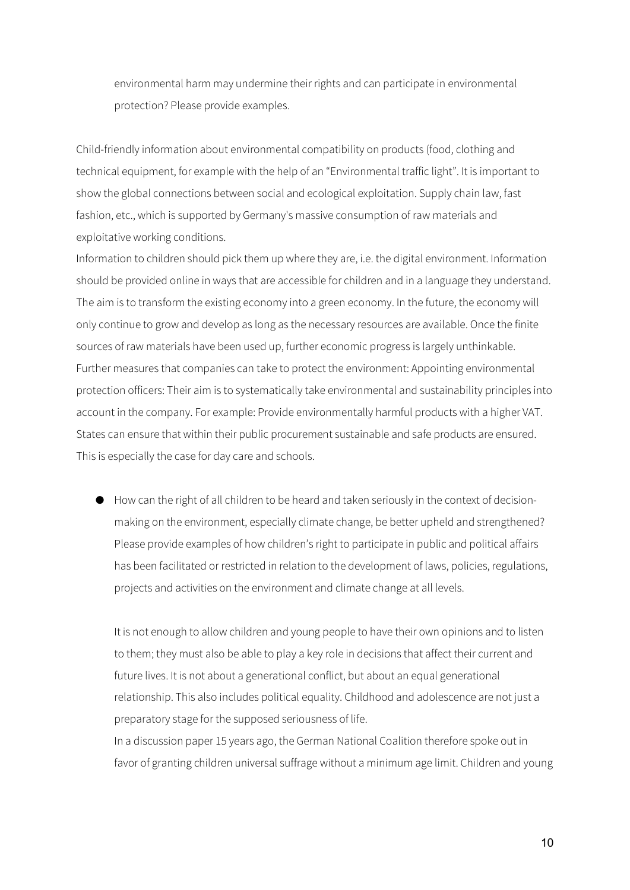environmental harm may undermine their rights and can participate in environmental protection? Please provide examples.

Child-friendly information about environmental compatibility on products (food, clothing and technical equipment, for example with the help of an "Environmental traffic light". It is important to show the global connections between social and ecological exploitation. Supply chain law, fast fashion, etc., which is supported by Germany's massive consumption of raw materials and exploitative working conditions.
Information to children should pick them up where they are, i.e. the digital environment. Information should be provided online in ways that are accessible for children and in a language they understand.
The aim is to transform the existing economy into a green economy. In the future, the economy will only continue to grow and develop as long as the necessary resources are available. Once the finite sources of raw materials have been used up, further economic progress is largely unthinkable.
Further measures that companies can take to protect the environment: Appointing environmental protection officers: Their aim is to systematically take environmental and sustainability principles into account in the company. For example: Provide environmentally harmful products with a higher VAT.
States can ensure that within their public procurement sustainable and safe products are ensured.
This is especially the case for day care and schools.

- How can the right of all children to be heard and taken seriously in the context of decision-making on the environment, especially climate change, be better upheld and strengthened? Please provide examples of how children's right to participate in public and political affairs has been facilitated or restricted in relation to the development of laws, policies, regulations, projects and activities on the environment and climate change at all levels.

  It is not enough to allow children and young people to have their own opinions and to listen to them; they must also be able to play a key role in decisions that affect their current and future lives. It is not about a generational conflict, but about an equal generational relationship. This also includes political equality. Childhood and adolescence are not just a preparatory stage for the supposed seriousness of life.
  In a discussion paper 15 years ago, the German National Coalition therefore spoke out in favor of granting children universal suffrage without a minimum age limit. Children and young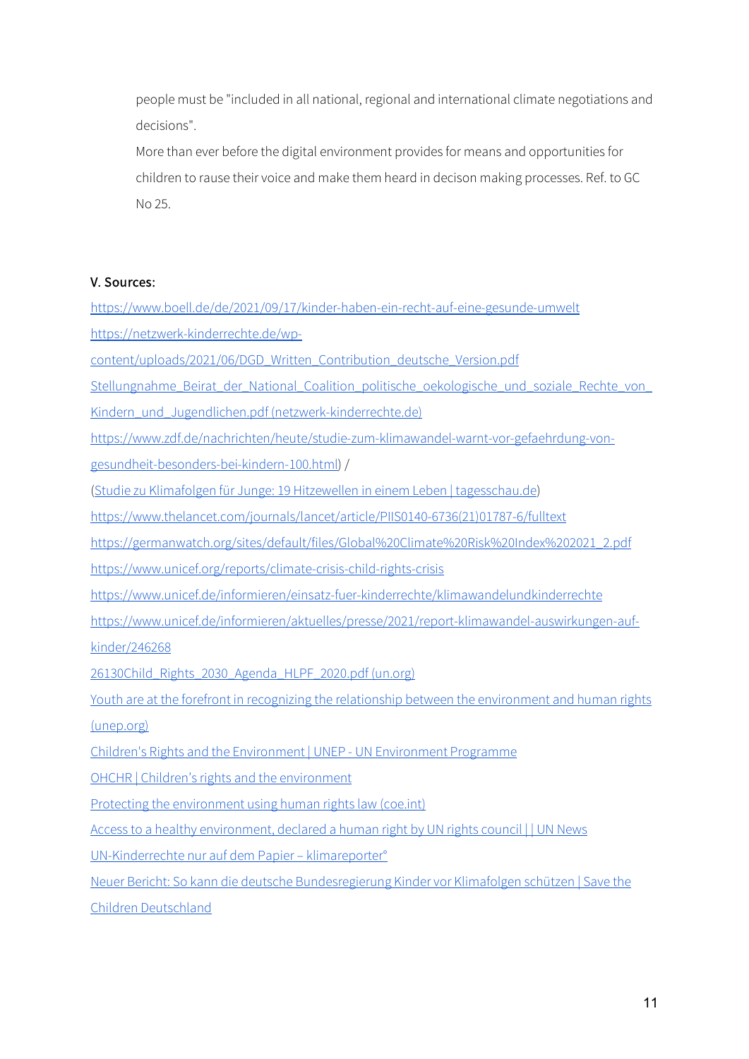people must be "included in all national, regional and international climate negotiations and decisions".

More than ever before the digital environment provides for means and opportunities for children to rause their voice and make them heard in decison making processes. Ref. to GC No 25.

**V. Sources:**

https://www.boell.de/de/2021/09/17/kinder-haben-ein-recht-auf-eine-gesunde-umwelt

https://netzwerk-kinderrechte.de/wp-content/uploads/2021/06/DGD_Written_Contribution_deutsche_Version.pdf

Stellungnahme_Beirat_der_National_Coalition_politische_oekologische_und_soziale_Rechte_von_Kindern_und_Jugendlichen.pdf (netzwerk-kinderrechte.de)

https://www.zdf.de/nachrichten/heute/studie-zum-klimawandel-warnt-vor-gefaehrdung-von-gesundheit-besonders-bei-kindern-100.html) /

(Studie zu Klimafolgen für Junge: 19 Hitzewellen in einem Leben | tagesschau.de)

https://www.thelancet.com/journals/lancet/article/PIIS0140-6736(21)01787-6/fulltext

https://germanwatch.org/sites/default/files/Global%20Climate%20Risk%20Index%202021_2.pdf

https://www.unicef.org/reports/climate-crisis-child-rights-crisis

https://www.unicef.de/informieren/einsatz-fuer-kinderrechte/klimawandelundkinderrechte

https://www.unicef.de/informieren/aktuelles/presse/2021/report-klimawandel-auswirkungen-auf-kinder/246268

26130Child_Rights_2030_Agenda_HLPF_2020.pdf (un.org)

Youth are at the forefront in recognizing the relationship between the environment and human rights (unep.org)

Children's Rights and the Environment | UNEP - UN Environment Programme

OHCHR | Children's rights and the environment

Protecting the environment using human rights law (coe.int)

Access to a healthy environment, declared a human right by UN rights council | | UN News

UN-Kinderrechte nur auf dem Papier – klimareporter°

Neuer Bericht: So kann die deutsche Bundesregierung Kinder vor Klimafolgen schützen | Save the Children Deutschland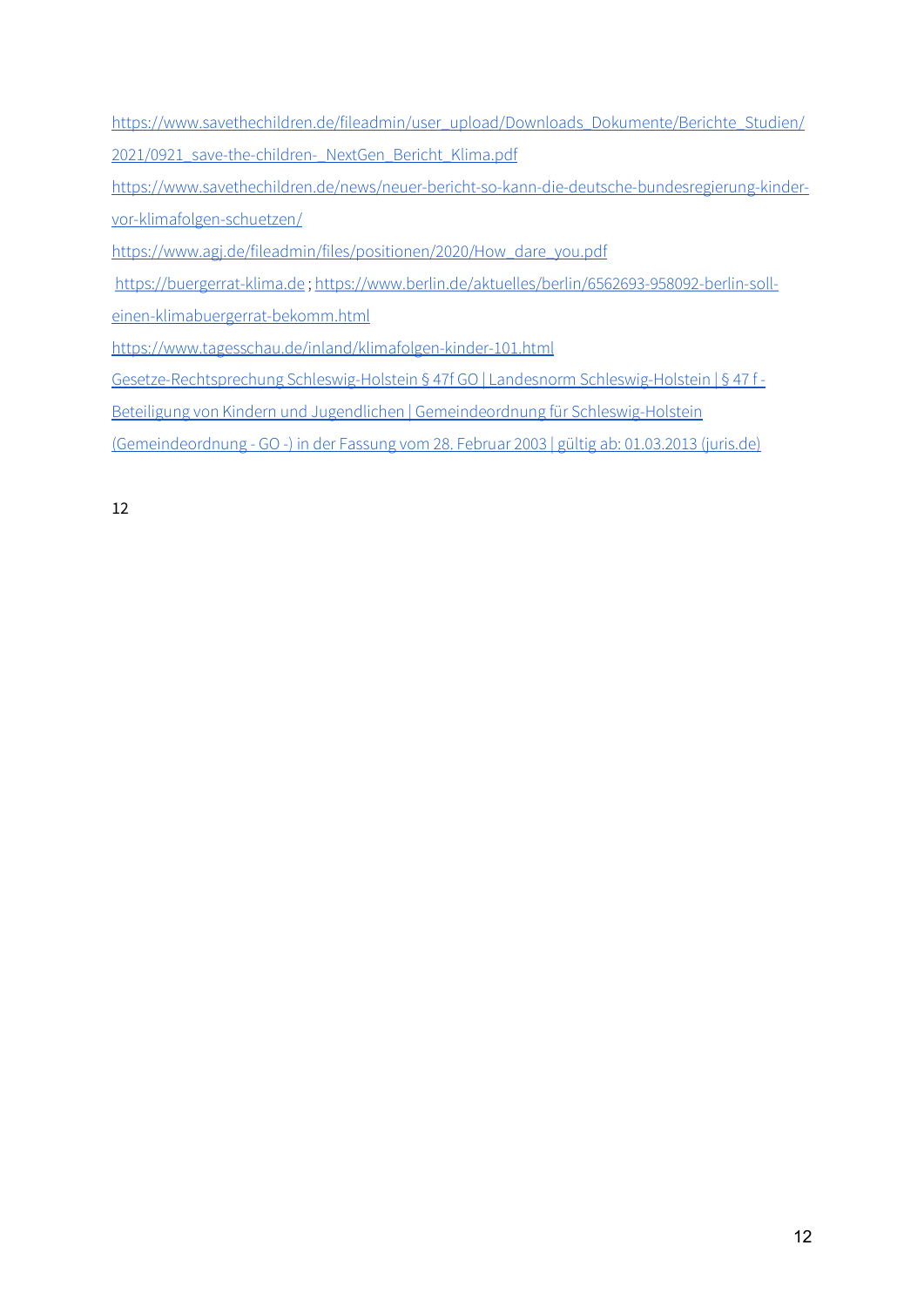https://www.savethechildren.de/fileadmin/user_upload/Downloads_Dokumente/Berichte_Studien/2021/0921_save-the-children-_NextGen_Bericht_Klima.pdf

https://www.savethechildren.de/news/neuer-bericht-so-kann-die-deutsche-bundesregierung-kinder-vor-klimafolgen-schuetzen/

https://www.agj.de/fileadmin/files/positionen/2020/How_dare_you.pdf

https://buergerrat-klima.de ; https://www.berlin.de/aktuelles/berlin/6562693-958092-berlin-soll-einen-klimabuergerrat-bekomm.html

https://www.tagesschau.de/inland/klimafolgen-kinder-101.html

Gesetze-Rechtsprechung Schleswig-Holstein § 47f GO | Landesnorm Schleswig-Holstein | § 47 f - Beteiligung von Kindern und Jugendlichen | Gemeindeordnung für Schleswig-Holstein (Gemeindeordnung - GO -) in der Fassung vom 28. Februar 2003 | gültig ab: 01.03.2013 (juris.de)

12